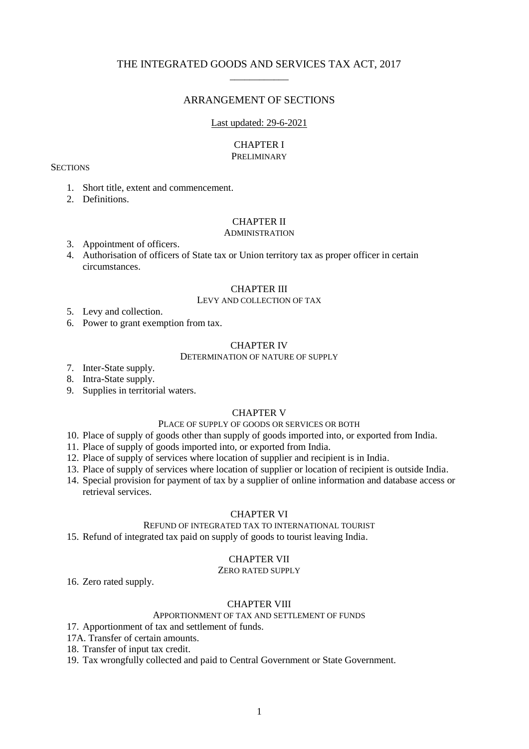# THE INTEGRATED GOODS AND SERVICES TAX ACT, 2017

## ARRANGEMENT OF SECTIONS

Last updated: 29-6-2021

### CHAPTER I
PRELIMINARY

SECTIONS

1. Short title, extent and commencement.
2. Definitions.

### CHAPTER II
ADMINISTRATION

3. Appointment of officers.
4. Authorisation of officers of State tax or Union territory tax as proper officer in certain circumstances.

### CHAPTER III
LEVY AND COLLECTION OF TAX

5. Levy and collection.
6. Power to grant exemption from tax.

### CHAPTER IV
DETERMINATION OF NATURE OF SUPPLY

7. Inter-State supply.
8. Intra-State supply.
9. Supplies in territorial waters.

### CHAPTER V
PLACE OF SUPPLY OF GOODS OR SERVICES OR BOTH

10. Place of supply of goods other than supply of goods imported into, or exported from India.
11. Place of supply of goods imported into, or exported from India.
12. Place of supply of services where location of supplier and recipient is in India.
13. Place of supply of services where location of supplier or location of recipient is outside India.
14. Special provision for payment of tax by a supplier of online information and database access or retrieval services.

### CHAPTER VI
REFUND OF INTEGRATED TAX TO INTERNATIONAL TOURIST

15. Refund of integrated tax paid on supply of goods to tourist leaving India.

### CHAPTER VII
ZERO RATED SUPPLY

16. Zero rated supply.

### CHAPTER VIII
APPORTIONMENT OF TAX AND SETTLEMENT OF FUNDS

17. Apportionment of tax and settlement of funds.

17A. Transfer of certain amounts.

18. Transfer of input tax credit.
19. Tax wrongfully collected and paid to Central Government or State Government.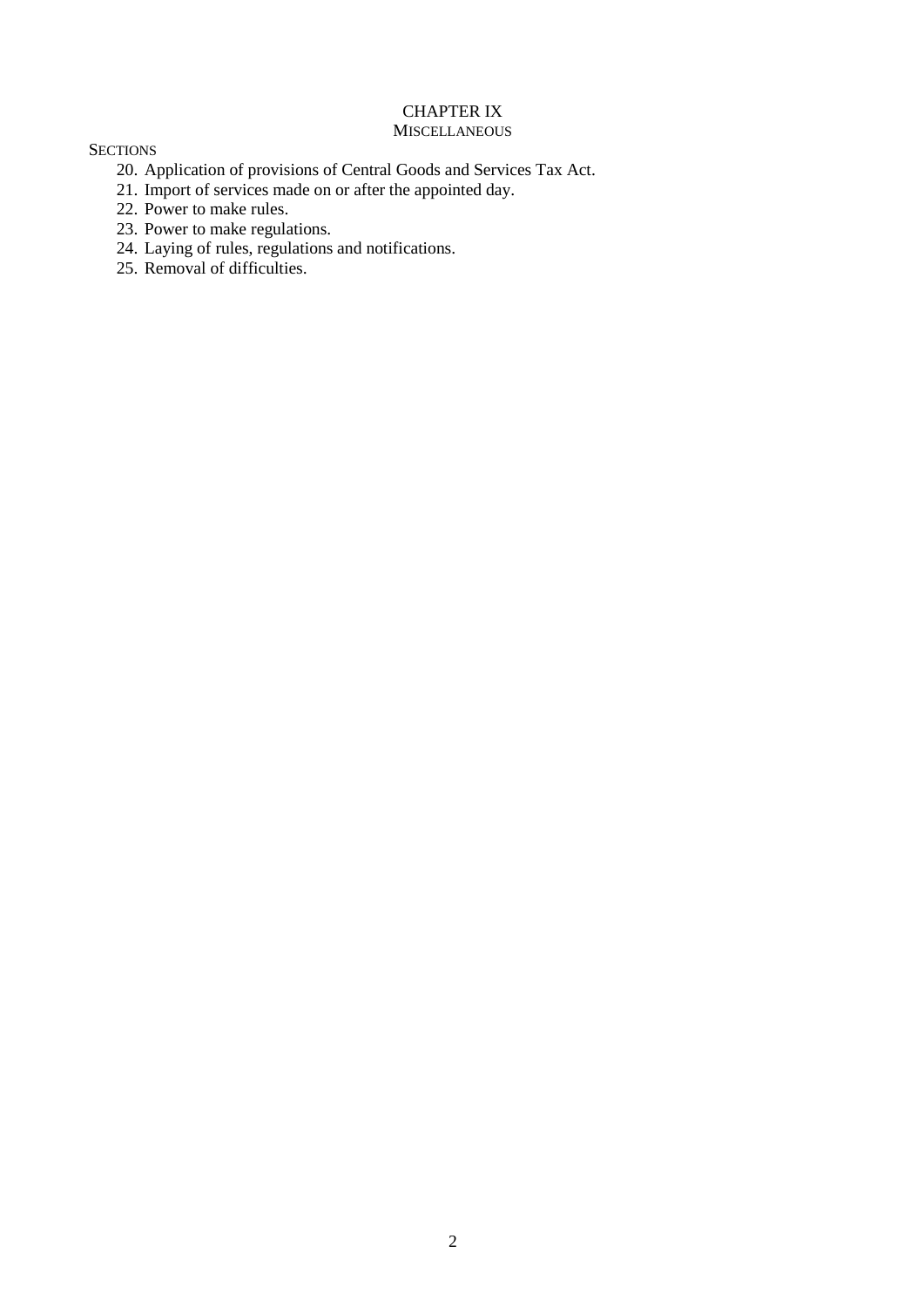## CHAPTER IX
### MISCELLANEOUS

SECTIONS

20. Application of provisions of Central Goods and Services Tax Act.
21. Import of services made on or after the appointed day.
22. Power to make rules.
23. Power to make regulations.
24. Laying of rules, regulations and notifications.
25. Removal of difficulties.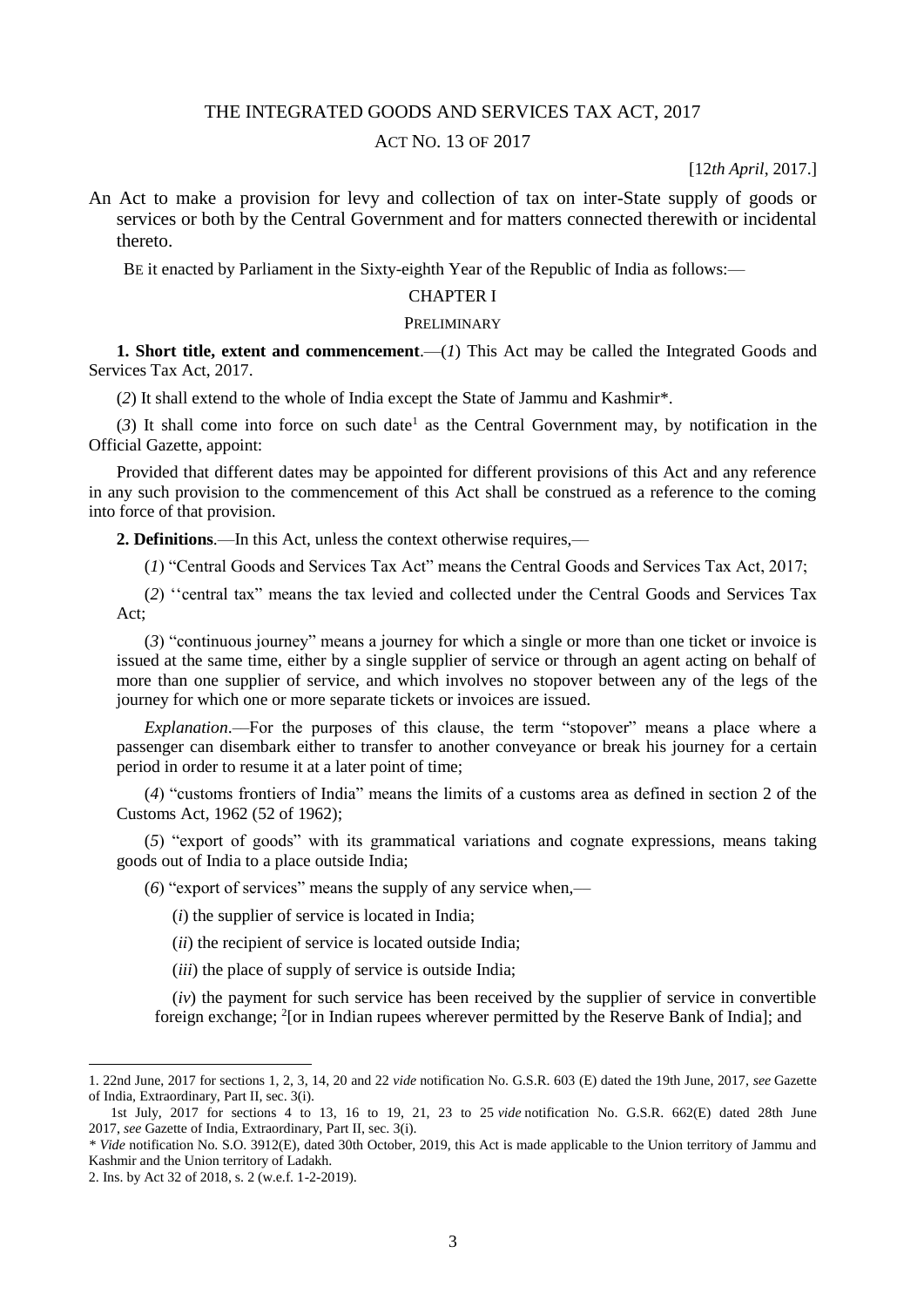# THE INTEGRATED GOODS AND SERVICES TAX ACT, 2017

ACT NO. 13 OF 2017

[12*th April*, 2017.]

An Act to make a provision for levy and collection of tax on inter-State supply of goods or services or both by the Central Government and for matters connected therewith or incidental thereto.

BE it enacted by Parliament in the Sixty-eighth Year of the Republic of India as follows:—

## CHAPTER I

### PRELIMINARY

**1. Short title, extent and commencement**.—(*1*) This Act may be called the Integrated Goods and Services Tax Act, 2017.

(*2*) It shall extend to the whole of India except the State of Jammu and Kashmir*.

(*3*) It shall come into force on such date[1] as the Central Government may, by notification in the Official Gazette, appoint:

Provided that different dates may be appointed for different provisions of this Act and any reference in any such provision to the commencement of this Act shall be construed as a reference to the coming into force of that provision.

**2. Definitions**.—In this Act, unless the context otherwise requires,—

(*1*) "Central Goods and Services Tax Act" means the Central Goods and Services Tax Act, 2017;

(*2*) ''central tax" means the tax levied and collected under the Central Goods and Services Tax Act;

(*3*) "continuous journey" means a journey for which a single or more than one ticket or invoice is issued at the same time, either by a single supplier of service or through an agent acting on behalf of more than one supplier of service, and which involves no stopover between any of the legs of the journey for which one or more separate tickets or invoices are issued.

*Explanation*.—For the purposes of this clause, the term "stopover" means a place where a passenger can disembark either to transfer to another conveyance or break his journey for a certain period in order to resume it at a later point of time;

(*4*) "customs frontiers of India" means the limits of a customs area as defined in section 2 of the Customs Act, 1962 (52 of 1962);

(*5*) "export of goods" with its grammatical variations and cognate expressions, means taking goods out of India to a place outside India;

(*6*) "export of services" means the supply of any service when,—

(*i*) the supplier of service is located in India;

(*ii*) the recipient of service is located outside India;

(*iii*) the place of supply of service is outside India;

(*iv*) the payment for such service has been received by the supplier of service in convertible foreign exchange; [2][or in Indian rupees wherever permitted by the Reserve Bank of India]; and

---

1. 22nd June, 2017 for sections 1, 2, 3, 14, 20 and 22 *vide* notification No. G.S.R. 603 (E) dated the 19th June, 2017, *see* Gazette of India, Extraordinary, Part II, sec. 3(i).

1st July, 2017 for sections 4 to 13, 16 to 19, 21, 23 to 25 *vide* notification No. G.S.R. 662(E) dated 28th June 2017, *see* Gazette of India, Extraordinary, Part II, sec. 3(i).

\* *Vide* notification No. S.O. 3912(E), dated 30th October, 2019, this Act is made applicable to the Union territory of Jammu and Kashmir and the Union territory of Ladakh.

2. Ins. by Act 32 of 2018, s. 2 (w.e.f. 1-2-2019).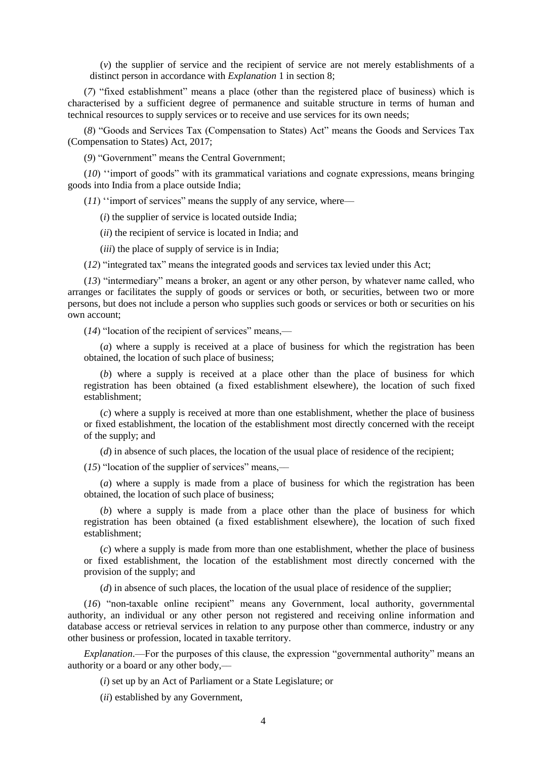(*v*) the supplier of service and the recipient of service are not merely establishments of a distinct person in accordance with *Explanation* 1 in section 8;

(*7*) "fixed establishment" means a place (other than the registered place of business) which is characterised by a sufficient degree of permanence and suitable structure in terms of human and technical resources to supply services or to receive and use services for its own needs;

(*8*) "Goods and Services Tax (Compensation to States) Act" means the Goods and Services Tax (Compensation to States) Act, 2017;

(*9*) "Government" means the Central Government;

(*10*) ''import of goods" with its grammatical variations and cognate expressions, means bringing goods into India from a place outside India;

(*11*) ''import of services" means the supply of any service, where—

(*i*) the supplier of service is located outside India;

(*ii*) the recipient of service is located in India; and

(*iii*) the place of supply of service is in India;

(*12*) "integrated tax" means the integrated goods and services tax levied under this Act;

(*13*) "intermediary" means a broker, an agent or any other person, by whatever name called, who arranges or facilitates the supply of goods or services or both, or securities, between two or more persons, but does not include a person who supplies such goods or services or both or securities on his own account;

(*14*) "location of the recipient of services" means,—

(*a*) where a supply is received at a place of business for which the registration has been obtained, the location of such place of business;

(*b*) where a supply is received at a place other than the place of business for which registration has been obtained (a fixed establishment elsewhere), the location of such fixed establishment;

(*c*) where a supply is received at more than one establishment, whether the place of business or fixed establishment, the location of the establishment most directly concerned with the receipt of the supply; and

(*d*) in absence of such places, the location of the usual place of residence of the recipient;

(*15*) "location of the supplier of services" means,—

(*a*) where a supply is made from a place of business for which the registration has been obtained, the location of such place of business;

(*b*) where a supply is made from a place other than the place of business for which registration has been obtained (a fixed establishment elsewhere), the location of such fixed establishment;

(*c*) where a supply is made from more than one establishment, whether the place of business or fixed establishment, the location of the establishment most directly concerned with the provision of the supply; and

(*d*) in absence of such places, the location of the usual place of residence of the supplier;

(*16*) "non-taxable online recipient" means any Government, local authority, governmental authority, an individual or any other person not registered and receiving online information and database access or retrieval services in relation to any purpose other than commerce, industry or any other business or profession, located in taxable territory.

*Explanation*.—For the purposes of this clause, the expression "governmental authority" means an authority or a board or any other body,—

(*i*) set up by an Act of Parliament or a State Legislature; or

(*ii*) established by any Government,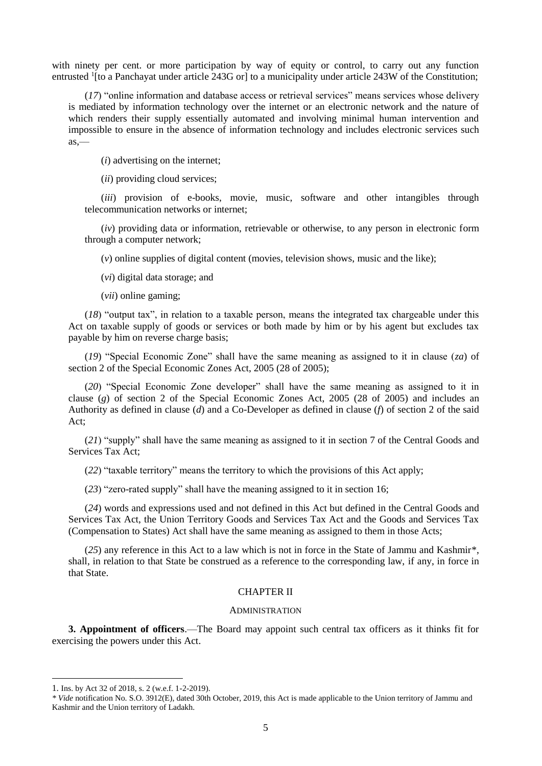with ninety per cent. or more participation by way of equity or control, to carry out any function entrusted [1][to a Panchayat under article 243G or] to a municipality under article 243W of the Constitution;

(*17*) "online information and database access or retrieval services" means services whose delivery is mediated by information technology over the internet or an electronic network and the nature of which renders their supply essentially automated and involving minimal human intervention and impossible to ensure in the absence of information technology and includes electronic services such as,—

(*i*) advertising on the internet;

(*ii*) providing cloud services;

(*iii*) provision of e-books, movie, music, software and other intangibles through telecommunication networks or internet;

(*iv*) providing data or information, retrievable or otherwise, to any person in electronic form through a computer network;

(*v*) online supplies of digital content (movies, television shows, music and the like);

(*vi*) digital data storage; and

(*vii*) online gaming;

(*18*) "output tax", in relation to a taxable person, means the integrated tax chargeable under this Act on taxable supply of goods or services or both made by him or by his agent but excludes tax payable by him on reverse charge basis;

(*19*) "Special Economic Zone" shall have the same meaning as assigned to it in clause (*za*) of section 2 of the Special Economic Zones Act, 2005 (28 of 2005);

(*20*) "Special Economic Zone developer" shall have the same meaning as assigned to it in clause (*g*) of section 2 of the Special Economic Zones Act, 2005 (28 of 2005) and includes an Authority as defined in clause (*d*) and a Co-Developer as defined in clause (*f*) of section 2 of the said Act;

(*21*) "supply" shall have the same meaning as assigned to it in section 7 of the Central Goods and Services Tax Act;

(*22*) "taxable territory" means the territory to which the provisions of this Act apply;

(*23*) "zero-rated supply" shall have the meaning assigned to it in section 16;

(*24*) words and expressions used and not defined in this Act but defined in the Central Goods and Services Tax Act, the Union Territory Goods and Services Tax Act and the Goods and Services Tax (Compensation to States) Act shall have the same meaning as assigned to them in those Acts;

(*25*) any reference in this Act to a law which is not in force in the State of Jammu and Kashmir*, shall, in relation to that State be construed as a reference to the corresponding law, if any, in force in that State.

## CHAPTER II

### ADMINISTRATION

**3. Appointment of officers**.—The Board may appoint such central tax officers as it thinks fit for exercising the powers under this Act.

---

1. Ins. by Act 32 of 2018, s. 2 (w.e.f. 1-2-2019).

* *Vide* notification No. S.O. 3912(E), dated 30th October, 2019, this Act is made applicable to the Union territory of Jammu and Kashmir and the Union territory of Ladakh.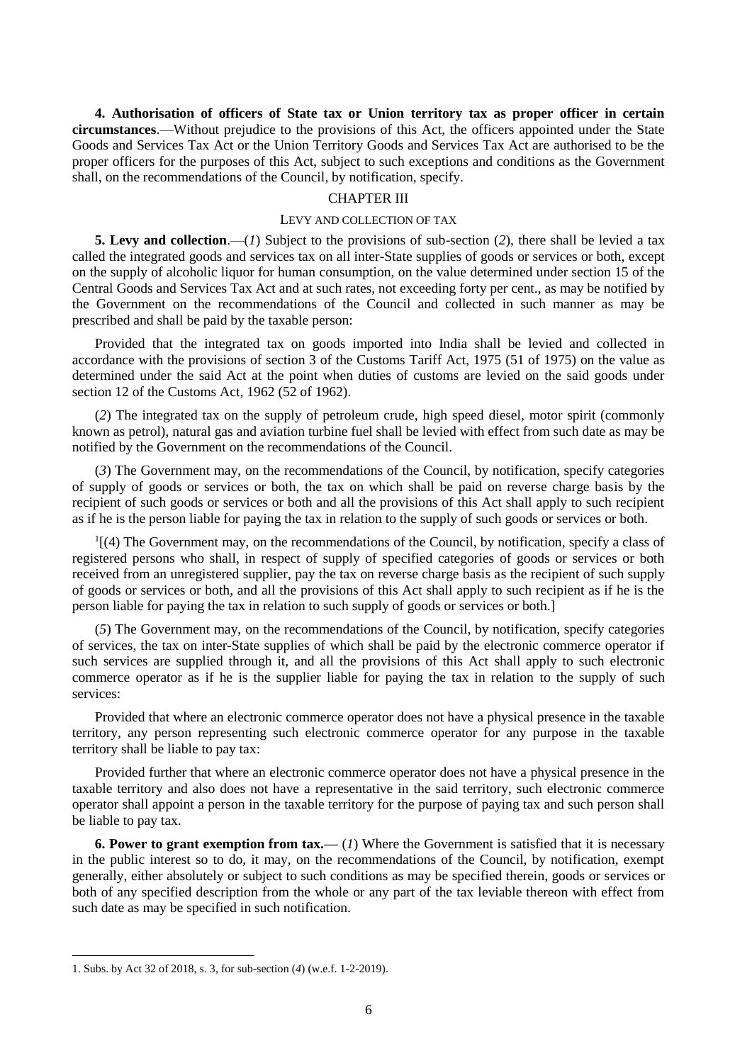**4. Authorisation of officers of State tax or Union territory tax as proper officer in certain circumstances**.—Without prejudice to the provisions of this Act, the officers appointed under the State Goods and Services Tax Act or the Union Territory Goods and Services Tax Act are authorised to be the proper officers for the purposes of this Act, subject to such exceptions and conditions as the Government shall, on the recommendations of the Council, by notification, specify.

## CHAPTER III

### LEVY AND COLLECTION OF TAX

**5. Levy and collection**.—(*1*) Subject to the provisions of sub-section (*2*), there shall be levied a tax called the integrated goods and services tax on all inter-State supplies of goods or services or both, except on the supply of alcoholic liquor for human consumption, on the value determined under section 15 of the Central Goods and Services Tax Act and at such rates, not exceeding forty per cent., as may be notified by the Government on the recommendations of the Council and collected in such manner as may be prescribed and shall be paid by the taxable person:

Provided that the integrated tax on goods imported into India shall be levied and collected in accordance with the provisions of section 3 of the Customs Tariff Act, 1975 (51 of 1975) on the value as determined under the said Act at the point when duties of customs are levied on the said goods under section 12 of the Customs Act, 1962 (52 of 1962).

(*2*) The integrated tax on the supply of petroleum crude, high speed diesel, motor spirit (commonly known as petrol), natural gas and aviation turbine fuel shall be levied with effect from such date as may be notified by the Government on the recommendations of the Council.

(*3*) The Government may, on the recommendations of the Council, by notification, specify categories of supply of goods or services or both, the tax on which shall be paid on reverse charge basis by the recipient of such goods or services or both and all the provisions of this Act shall apply to such recipient as if he is the person liable for paying the tax in relation to the supply of such goods or services or both.

[1][(4) The Government may, on the recommendations of the Council, by notification, specify a class of registered persons who shall, in respect of supply of specified categories of goods or services or both received from an unregistered supplier, pay the tax on reverse charge basis as the recipient of such supply of goods or services or both, and all the provisions of this Act shall apply to such recipient as if he is the person liable for paying the tax in relation to such supply of goods or services or both.]

(*5*) The Government may, on the recommendations of the Council, by notification, specify categories of services, the tax on inter-State supplies of which shall be paid by the electronic commerce operator if such services are supplied through it, and all the provisions of this Act shall apply to such electronic commerce operator as if he is the supplier liable for paying the tax in relation to the supply of such services:

Provided that where an electronic commerce operator does not have a physical presence in the taxable territory, any person representing such electronic commerce operator for any purpose in the taxable territory shall be liable to pay tax:

Provided further that where an electronic commerce operator does not have a physical presence in the taxable territory and also does not have a representative in the said territory, such electronic commerce operator shall appoint a person in the taxable territory for the purpose of paying tax and such person shall be liable to pay tax.

**6. Power to grant exemption from tax.—** (*1*) Where the Government is satisfied that it is necessary in the public interest so to do, it may, on the recommendations of the Council, by notification, exempt generally, either absolutely or subject to such conditions as may be specified therein, goods or services or both of any specified description from the whole or any part of the tax leviable thereon with effect from such date as may be specified in such notification.

---

1. Subs. by Act 32 of 2018, s. 3, for sub-section (*4*) (w.e.f. 1-2-2019).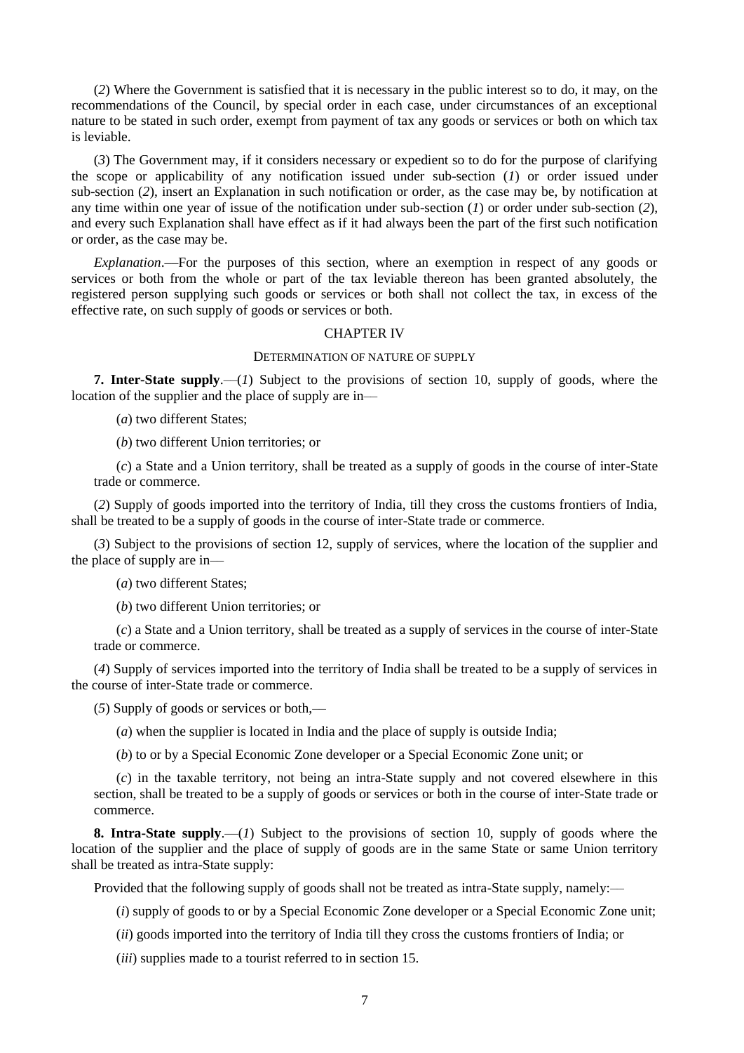(*2*) Where the Government is satisfied that it is necessary in the public interest so to do, it may, on the recommendations of the Council, by special order in each case, under circumstances of an exceptional nature to be stated in such order, exempt from payment of tax any goods or services or both on which tax is leviable.

(*3*) The Government may, if it considers necessary or expedient so to do for the purpose of clarifying the scope or applicability of any notification issued under sub-section (*1*) or order issued under sub-section (*2*), insert an Explanation in such notification or order, as the case may be, by notification at any time within one year of issue of the notification under sub-section (*1*) or order under sub-section (*2*), and every such Explanation shall have effect as if it had always been the part of the first such notification or order, as the case may be.

*Explanation*.—For the purposes of this section, where an exemption in respect of any goods or services or both from the whole or part of the tax leviable thereon has been granted absolutely, the registered person supplying such goods or services or both shall not collect the tax, in excess of the effective rate, on such supply of goods or services or both.

## CHAPTER IV

### DETERMINATION OF NATURE OF SUPPLY

**7. Inter-State supply**.—(*1*) Subject to the provisions of section 10, supply of goods, where the location of the supplier and the place of supply are in—

(*a*) two different States;

(*b*) two different Union territories; or

(*c*) a State and a Union territory, shall be treated as a supply of goods in the course of inter-State trade or commerce.

(*2*) Supply of goods imported into the territory of India, till they cross the customs frontiers of India, shall be treated to be a supply of goods in the course of inter-State trade or commerce.

(*3*) Subject to the provisions of section 12, supply of services, where the location of the supplier and the place of supply are in—

(*a*) two different States;

(*b*) two different Union territories; or

(*c*) a State and a Union territory, shall be treated as a supply of services in the course of inter-State trade or commerce.

(*4*) Supply of services imported into the territory of India shall be treated to be a supply of services in the course of inter-State trade or commerce.

(*5*) Supply of goods or services or both,—

(*a*) when the supplier is located in India and the place of supply is outside India;

(*b*) to or by a Special Economic Zone developer or a Special Economic Zone unit; or

(*c*) in the taxable territory, not being an intra-State supply and not covered elsewhere in this section, shall be treated to be a supply of goods or services or both in the course of inter-State trade or commerce.

**8. Intra-State supply**.—(*1*) Subject to the provisions of section 10, supply of goods where the location of the supplier and the place of supply of goods are in the same State or same Union territory shall be treated as intra-State supply:

Provided that the following supply of goods shall not be treated as intra-State supply, namely:—

(*i*) supply of goods to or by a Special Economic Zone developer or a Special Economic Zone unit;

(*ii*) goods imported into the territory of India till they cross the customs frontiers of India; or

(*iii*) supplies made to a tourist referred to in section 15.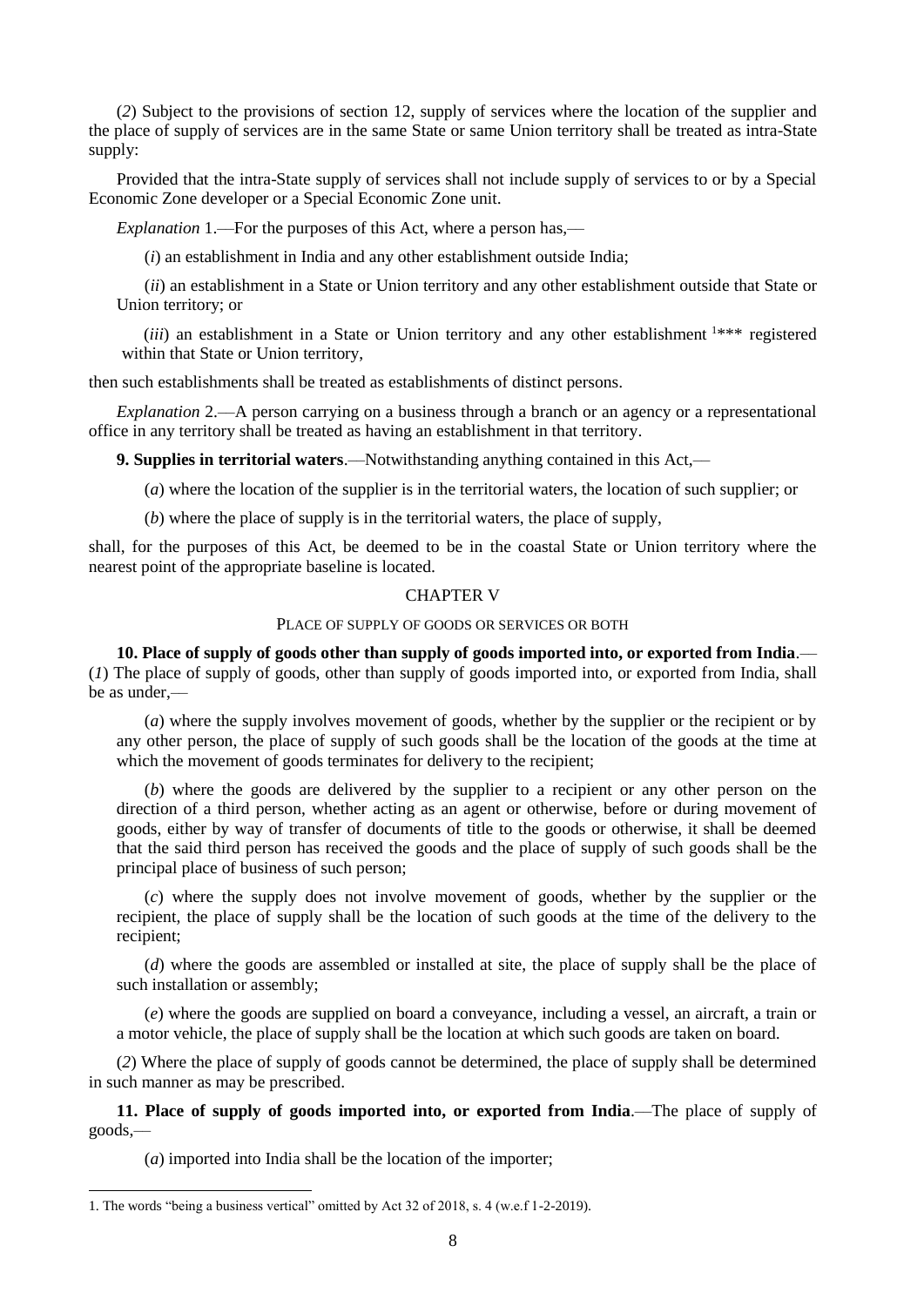(*2*) Subject to the provisions of section 12, supply of services where the location of the supplier and the place of supply of services are in the same State or same Union territory shall be treated as intra-State supply:

Provided that the intra-State supply of services shall not include supply of services to or by a Special Economic Zone developer or a Special Economic Zone unit.

*Explanation* 1.—For the purposes of this Act, where a person has,—

(*i*) an establishment in India and any other establishment outside India;

(*ii*) an establishment in a State or Union territory and any other establishment outside that State or Union territory; or

(*iii*) an establishment in a State or Union territory and any other establishment [1]\*\*\* registered within that State or Union territory,

then such establishments shall be treated as establishments of distinct persons.

*Explanation* 2.—A person carrying on a business through a branch or an agency or a representational office in any territory shall be treated as having an establishment in that territory.

**9. Supplies in territorial waters**.—Notwithstanding anything contained in this Act,—

(*a*) where the location of the supplier is in the territorial waters, the location of such supplier; or

(*b*) where the place of supply is in the territorial waters, the place of supply,

shall, for the purposes of this Act, be deemed to be in the coastal State or Union territory where the nearest point of the appropriate baseline is located.

## CHAPTER V

### PLACE OF SUPPLY OF GOODS OR SERVICES OR BOTH

**10. Place of supply of goods other than supply of goods imported into, or exported from India**.—(*1*) The place of supply of goods, other than supply of goods imported into, or exported from India, shall be as under,—

(*a*) where the supply involves movement of goods, whether by the supplier or the recipient or by any other person, the place of supply of such goods shall be the location of the goods at the time at which the movement of goods terminates for delivery to the recipient;

(*b*) where the goods are delivered by the supplier to a recipient or any other person on the direction of a third person, whether acting as an agent or otherwise, before or during movement of goods, either by way of transfer of documents of title to the goods or otherwise, it shall be deemed that the said third person has received the goods and the place of supply of such goods shall be the principal place of business of such person;

(*c*) where the supply does not involve movement of goods, whether by the supplier or the recipient, the place of supply shall be the location of such goods at the time of the delivery to the recipient;

(*d*) where the goods are assembled or installed at site, the place of supply shall be the place of such installation or assembly;

(*e*) where the goods are supplied on board a conveyance, including a vessel, an aircraft, a train or a motor vehicle, the place of supply shall be the location at which such goods are taken on board.

(*2*) Where the place of supply of goods cannot be determined, the place of supply shall be determined in such manner as may be prescribed.

**11. Place of supply of goods imported into, or exported from India**.—The place of supply of goods,—

(*a*) imported into India shall be the location of the importer;

---

1. The words "being a business vertical" omitted by Act 32 of 2018, s. 4 (w.e.f 1-2-2019).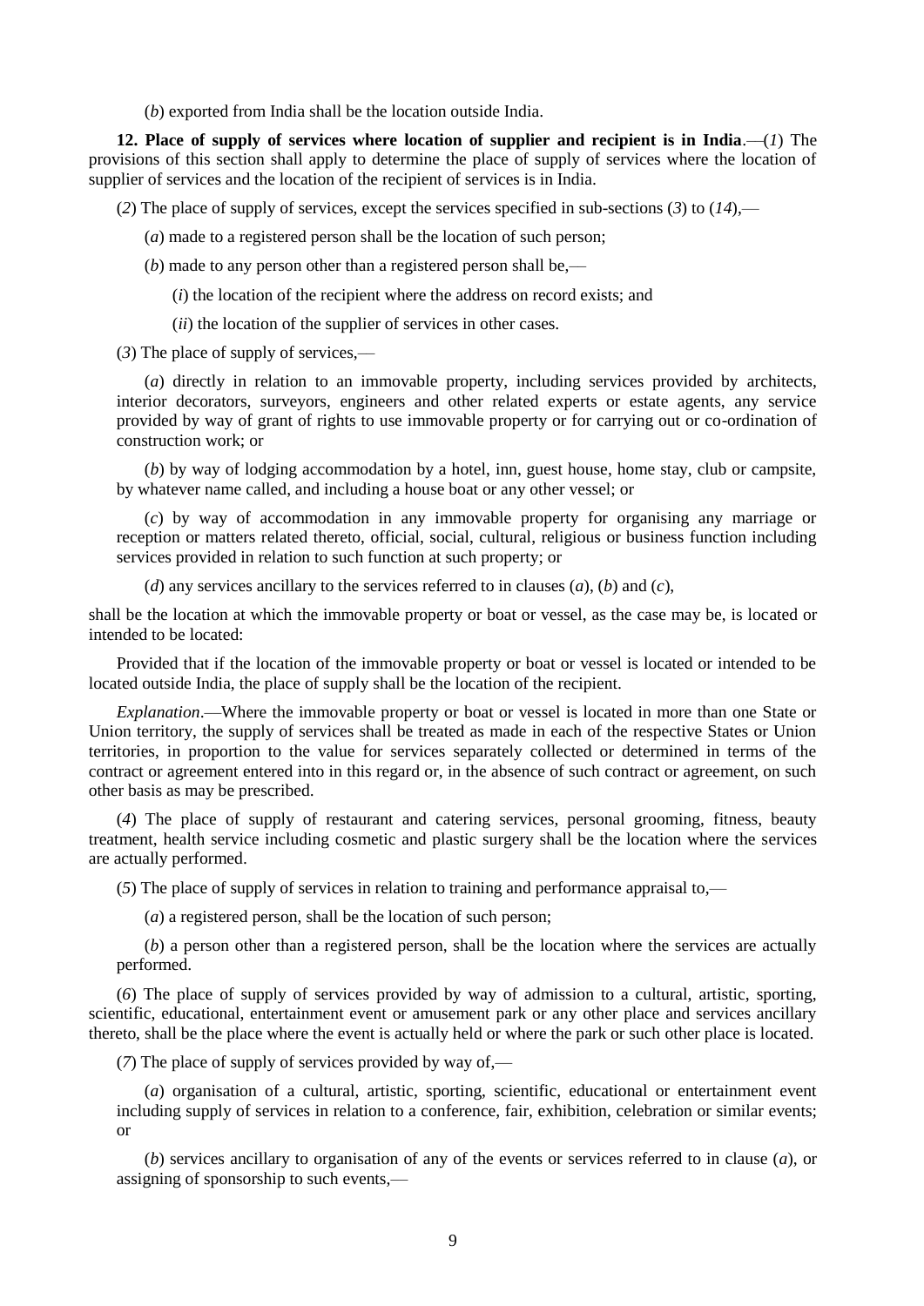(*b*) exported from India shall be the location outside India.

**12. Place of supply of services where location of supplier and recipient is in India**.—(*1*) The provisions of this section shall apply to determine the place of supply of services where the location of supplier of services and the location of the recipient of services is in India.

(*2*) The place of supply of services, except the services specified in sub-sections (*3*) to (*14*),—

(*a*) made to a registered person shall be the location of such person;

(*b*) made to any person other than a registered person shall be,—

(*i*) the location of the recipient where the address on record exists; and

(*ii*) the location of the supplier of services in other cases.

(*3*) The place of supply of services,—

(*a*) directly in relation to an immovable property, including services provided by architects, interior decorators, surveyors, engineers and other related experts or estate agents, any service provided by way of grant of rights to use immovable property or for carrying out or co-ordination of construction work; or

(*b*) by way of lodging accommodation by a hotel, inn, guest house, home stay, club or campsite, by whatever name called, and including a house boat or any other vessel; or

(*c*) by way of accommodation in any immovable property for organising any marriage or reception or matters related thereto, official, social, cultural, religious or business function including services provided in relation to such function at such property; or

(*d*) any services ancillary to the services referred to in clauses (*a*), (*b*) and (*c*),

shall be the location at which the immovable property or boat or vessel, as the case may be, is located or intended to be located:

Provided that if the location of the immovable property or boat or vessel is located or intended to be located outside India, the place of supply shall be the location of the recipient.

*Explanation*.—Where the immovable property or boat or vessel is located in more than one State or Union territory, the supply of services shall be treated as made in each of the respective States or Union territories, in proportion to the value for services separately collected or determined in terms of the contract or agreement entered into in this regard or, in the absence of such contract or agreement, on such other basis as may be prescribed.

(*4*) The place of supply of restaurant and catering services, personal grooming, fitness, beauty treatment, health service including cosmetic and plastic surgery shall be the location where the services are actually performed.

(*5*) The place of supply of services in relation to training and performance appraisal to,—

(*a*) a registered person, shall be the location of such person;

(*b*) a person other than a registered person, shall be the location where the services are actually performed.

(*6*) The place of supply of services provided by way of admission to a cultural, artistic, sporting, scientific, educational, entertainment event or amusement park or any other place and services ancillary thereto, shall be the place where the event is actually held or where the park or such other place is located.

(*7*) The place of supply of services provided by way of,—

(*a*) organisation of a cultural, artistic, sporting, scientific, educational or entertainment event including supply of services in relation to a conference, fair, exhibition, celebration or similar events; or

(*b*) services ancillary to organisation of any of the events or services referred to in clause (*a*), or assigning of sponsorship to such events,—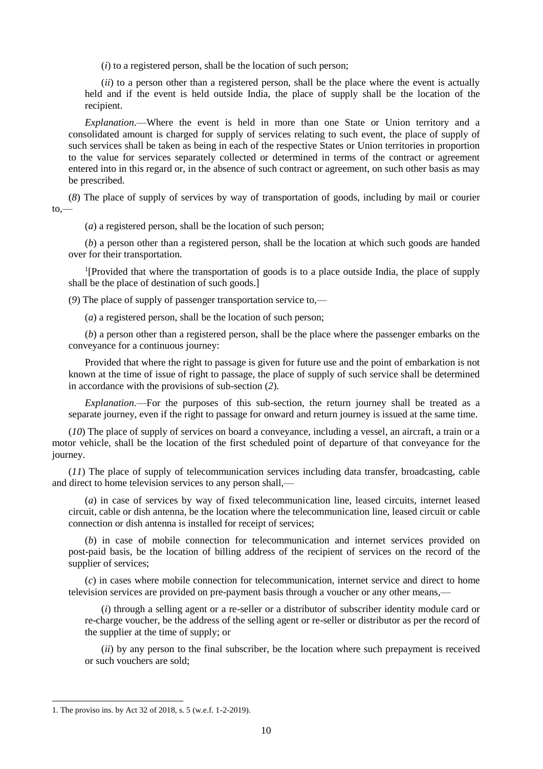(*i*) to a registered person, shall be the location of such person;

(*ii*) to a person other than a registered person, shall be the place where the event is actually held and if the event is held outside India, the place of supply shall be the location of the recipient.

*Explanation*.—Where the event is held in more than one State or Union territory and a consolidated amount is charged for supply of services relating to such event, the place of supply of such services shall be taken as being in each of the respective States or Union territories in proportion to the value for services separately collected or determined in terms of the contract or agreement entered into in this regard or, in the absence of such contract or agreement, on such other basis as may be prescribed.

(*8*) The place of supply of services by way of transportation of goods, including by mail or courier to,—

(*a*) a registered person, shall be the location of such person;

(*b*) a person other than a registered person, shall be the location at which such goods are handed over for their transportation.

[1][Provided that where the transportation of goods is to a place outside India, the place of supply shall be the place of destination of such goods.]

(*9*) The place of supply of passenger transportation service to,—

(*a*) a registered person, shall be the location of such person;

(*b*) a person other than a registered person, shall be the place where the passenger embarks on the conveyance for a continuous journey:

Provided that where the right to passage is given for future use and the point of embarkation is not known at the time of issue of right to passage, the place of supply of such service shall be determined in accordance with the provisions of sub-section (*2*).

*Explanation*.—For the purposes of this sub-section, the return journey shall be treated as a separate journey, even if the right to passage for onward and return journey is issued at the same time.

(*10*) The place of supply of services on board a conveyance, including a vessel, an aircraft, a train or a motor vehicle, shall be the location of the first scheduled point of departure of that conveyance for the journey.

(*11*) The place of supply of telecommunication services including data transfer, broadcasting, cable and direct to home television services to any person shall,—

(*a*) in case of services by way of fixed telecommunication line, leased circuits, internet leased circuit, cable or dish antenna, be the location where the telecommunication line, leased circuit or cable connection or dish antenna is installed for receipt of services;

(*b*) in case of mobile connection for telecommunication and internet services provided on post-paid basis, be the location of billing address of the recipient of services on the record of the supplier of services;

(*c*) in cases where mobile connection for telecommunication, internet service and direct to home television services are provided on pre-payment basis through a voucher or any other means,—

(*i*) through a selling agent or a re-seller or a distributor of subscriber identity module card or re-charge voucher, be the address of the selling agent or re-seller or distributor as per the record of the supplier at the time of supply; or

(*ii*) by any person to the final subscriber, be the location where such prepayment is received or such vouchers are sold;

---

1. The proviso ins. by Act 32 of 2018, s. 5 (w.e.f. 1-2-2019).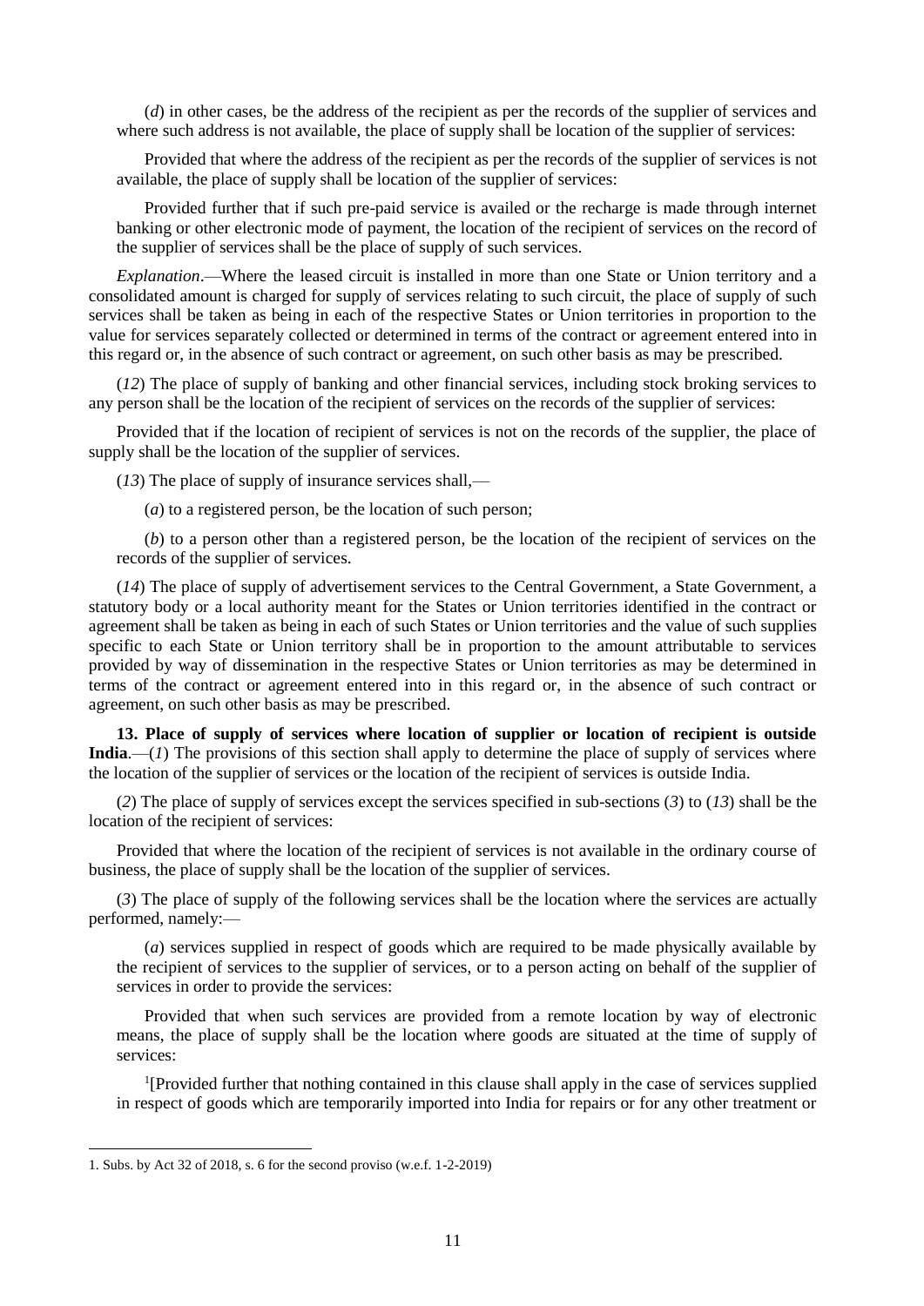(*d*) in other cases, be the address of the recipient as per the records of the supplier of services and where such address is not available, the place of supply shall be location of the supplier of services:

Provided that where the address of the recipient as per the records of the supplier of services is not available, the place of supply shall be location of the supplier of services:

Provided further that if such pre-paid service is availed or the recharge is made through internet banking or other electronic mode of payment, the location of the recipient of services on the record of the supplier of services shall be the place of supply of such services.

*Explanation*.—Where the leased circuit is installed in more than one State or Union territory and a consolidated amount is charged for supply of services relating to such circuit, the place of supply of such services shall be taken as being in each of the respective States or Union territories in proportion to the value for services separately collected or determined in terms of the contract or agreement entered into in this regard or, in the absence of such contract or agreement, on such other basis as may be prescribed.

(*12*) The place of supply of banking and other financial services, including stock broking services to any person shall be the location of the recipient of services on the records of the supplier of services:

Provided that if the location of recipient of services is not on the records of the supplier, the place of supply shall be the location of the supplier of services.

(*13*) The place of supply of insurance services shall,—

(*a*) to a registered person, be the location of such person;

(*b*) to a person other than a registered person, be the location of the recipient of services on the records of the supplier of services.

(*14*) The place of supply of advertisement services to the Central Government, a State Government, a statutory body or a local authority meant for the States or Union territories identified in the contract or agreement shall be taken as being in each of such States or Union territories and the value of such supplies specific to each State or Union territory shall be in proportion to the amount attributable to services provided by way of dissemination in the respective States or Union territories as may be determined in terms of the contract or agreement entered into in this regard or, in the absence of such contract or agreement, on such other basis as may be prescribed.

**13. Place of supply of services where location of supplier or location of recipient is outside India**.—(*1*) The provisions of this section shall apply to determine the place of supply of services where the location of the supplier of services or the location of the recipient of services is outside India.

(*2*) The place of supply of services except the services specified in sub-sections (*3*) to (*13*) shall be the location of the recipient of services:

Provided that where the location of the recipient of services is not available in the ordinary course of business, the place of supply shall be the location of the supplier of services.

(*3*) The place of supply of the following services shall be the location where the services are actually performed, namely:—

(*a*) services supplied in respect of goods which are required to be made physically available by the recipient of services to the supplier of services, or to a person acting on behalf of the supplier of services in order to provide the services:

Provided that when such services are provided from a remote location by way of electronic means, the place of supply shall be the location where goods are situated at the time of supply of services:

[1][Provided further that nothing contained in this clause shall apply in the case of services supplied in respect of goods which are temporarily imported into India for repairs or for any other treatment or

---

1. Subs. by Act 32 of 2018, s. 6 for the second proviso (w.e.f. 1-2-2019)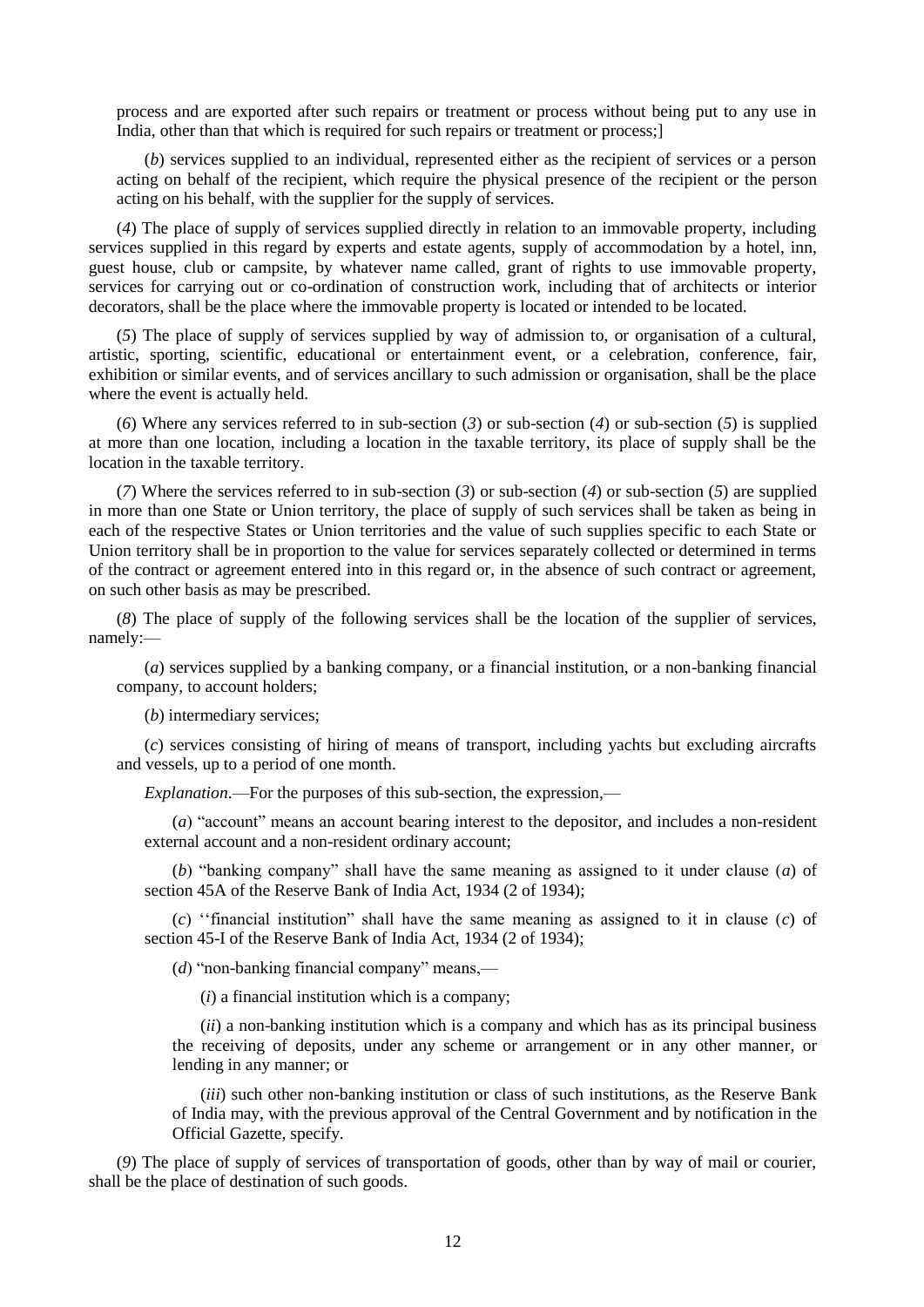process and are exported after such repairs or treatment or process without being put to any use in India, other than that which is required for such repairs or treatment or process;]

(*b*) services supplied to an individual, represented either as the recipient of services or a person acting on behalf of the recipient, which require the physical presence of the recipient or the person acting on his behalf, with the supplier for the supply of services.

(*4*) The place of supply of services supplied directly in relation to an immovable property, including services supplied in this regard by experts and estate agents, supply of accommodation by a hotel, inn, guest house, club or campsite, by whatever name called, grant of rights to use immovable property, services for carrying out or co-ordination of construction work, including that of architects or interior decorators, shall be the place where the immovable property is located or intended to be located.

(*5*) The place of supply of services supplied by way of admission to, or organisation of a cultural, artistic, sporting, scientific, educational or entertainment event, or a celebration, conference, fair, exhibition or similar events, and of services ancillary to such admission or organisation, shall be the place where the event is actually held.

(*6*) Where any services referred to in sub-section (*3*) or sub-section (*4*) or sub-section (*5*) is supplied at more than one location, including a location in the taxable territory, its place of supply shall be the location in the taxable territory.

(*7*) Where the services referred to in sub-section (*3*) or sub-section (*4*) or sub-section (*5*) are supplied in more than one State or Union territory, the place of supply of such services shall be taken as being in each of the respective States or Union territories and the value of such supplies specific to each State or Union territory shall be in proportion to the value for services separately collected or determined in terms of the contract or agreement entered into in this regard or, in the absence of such contract or agreement, on such other basis as may be prescribed.

(*8*) The place of supply of the following services shall be the location of the supplier of services, namely:—

(*a*) services supplied by a banking company, or a financial institution, or a non-banking financial company, to account holders;

(*b*) intermediary services;

(*c*) services consisting of hiring of means of transport, including yachts but excluding aircrafts and vessels, up to a period of one month.

*Explanation*.—For the purposes of this sub-section, the expression,—

(*a*) "account" means an account bearing interest to the depositor, and includes a non-resident external account and a non-resident ordinary account;

(*b*) "banking company" shall have the same meaning as assigned to it under clause (*a*) of section 45A of the Reserve Bank of India Act, 1934 (2 of 1934);

(*c*) ''financial institution" shall have the same meaning as assigned to it in clause (*c*) of section 45-I of the Reserve Bank of India Act, 1934 (2 of 1934);

(*d*) "non-banking financial company" means,—

(*i*) a financial institution which is a company;

(*ii*) a non-banking institution which is a company and which has as its principal business the receiving of deposits, under any scheme or arrangement or in any other manner, or lending in any manner; or

(*iii*) such other non-banking institution or class of such institutions, as the Reserve Bank of India may, with the previous approval of the Central Government and by notification in the Official Gazette, specify.

(*9*) The place of supply of services of transportation of goods, other than by way of mail or courier, shall be the place of destination of such goods.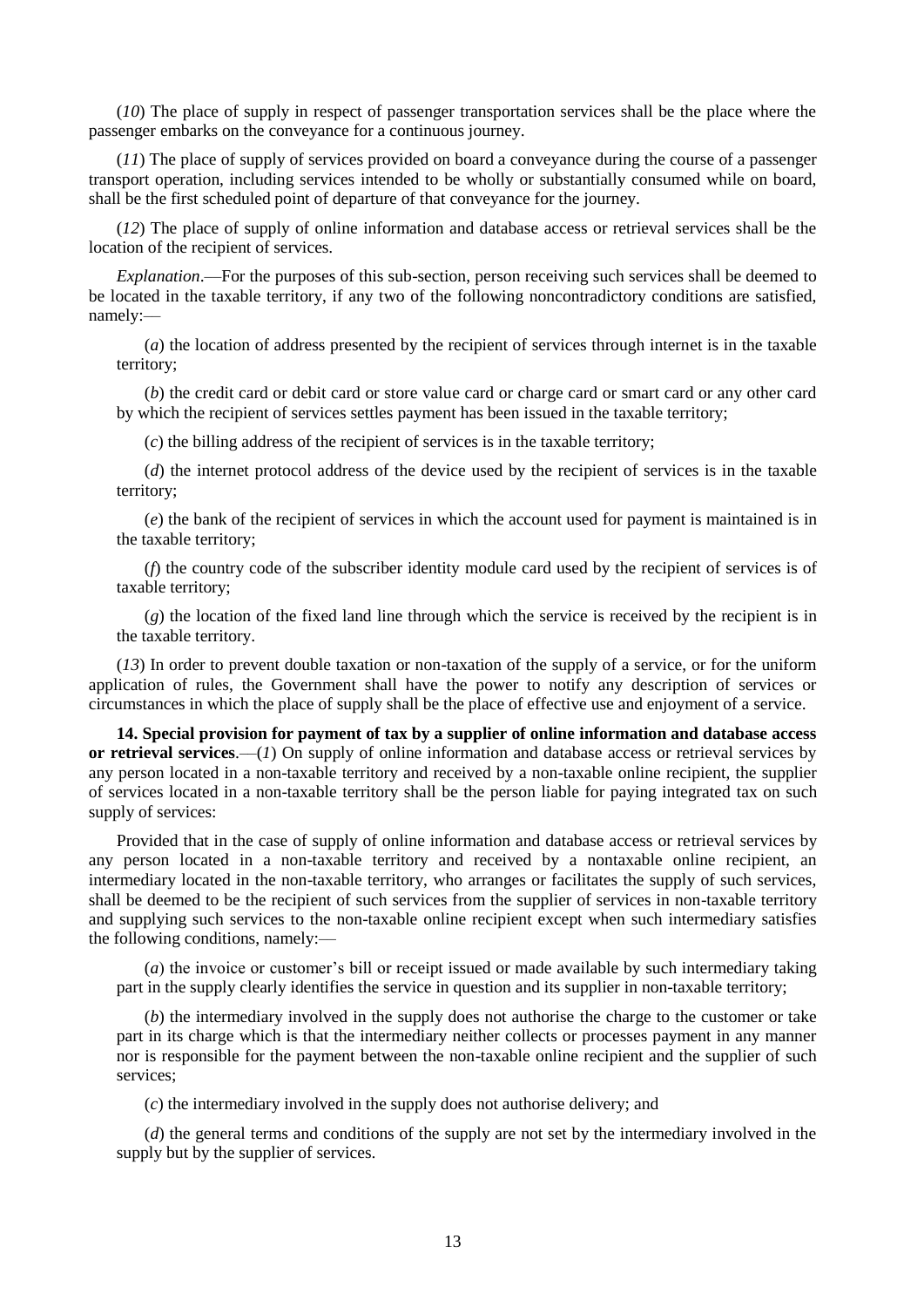(*10*) The place of supply in respect of passenger transportation services shall be the place where the passenger embarks on the conveyance for a continuous journey.

(*11*) The place of supply of services provided on board a conveyance during the course of a passenger transport operation, including services intended to be wholly or substantially consumed while on board, shall be the first scheduled point of departure of that conveyance for the journey.

(*12*) The place of supply of online information and database access or retrieval services shall be the location of the recipient of services.

*Explanation*.—For the purposes of this sub-section, person receiving such services shall be deemed to be located in the taxable territory, if any two of the following noncontradictory conditions are satisfied, namely:—

(*a*) the location of address presented by the recipient of services through internet is in the taxable territory;

(*b*) the credit card or debit card or store value card or charge card or smart card or any other card by which the recipient of services settles payment has been issued in the taxable territory;

(*c*) the billing address of the recipient of services is in the taxable territory;

(*d*) the internet protocol address of the device used by the recipient of services is in the taxable territory;

(*e*) the bank of the recipient of services in which the account used for payment is maintained is in the taxable territory;

(*f*) the country code of the subscriber identity module card used by the recipient of services is of taxable territory;

(*g*) the location of the fixed land line through which the service is received by the recipient is in the taxable territory.

(*13*) In order to prevent double taxation or non-taxation of the supply of a service, or for the uniform application of rules, the Government shall have the power to notify any description of services or circumstances in which the place of supply shall be the place of effective use and enjoyment of a service.

**14. Special provision for payment of tax by a supplier of online information and database access or retrieval services**.—(*1*) On supply of online information and database access or retrieval services by any person located in a non-taxable territory and received by a non-taxable online recipient, the supplier of services located in a non-taxable territory shall be the person liable for paying integrated tax on such supply of services:

Provided that in the case of supply of online information and database access or retrieval services by any person located in a non-taxable territory and received by a nontaxable online recipient, an intermediary located in the non-taxable territory, who arranges or facilitates the supply of such services, shall be deemed to be the recipient of such services from the supplier of services in non-taxable territory and supplying such services to the non-taxable online recipient except when such intermediary satisfies the following conditions, namely:—

(*a*) the invoice or customer's bill or receipt issued or made available by such intermediary taking part in the supply clearly identifies the service in question and its supplier in non-taxable territory;

(*b*) the intermediary involved in the supply does not authorise the charge to the customer or take part in its charge which is that the intermediary neither collects or processes payment in any manner nor is responsible for the payment between the non-taxable online recipient and the supplier of such services;

(*c*) the intermediary involved in the supply does not authorise delivery; and

(*d*) the general terms and conditions of the supply are not set by the intermediary involved in the supply but by the supplier of services.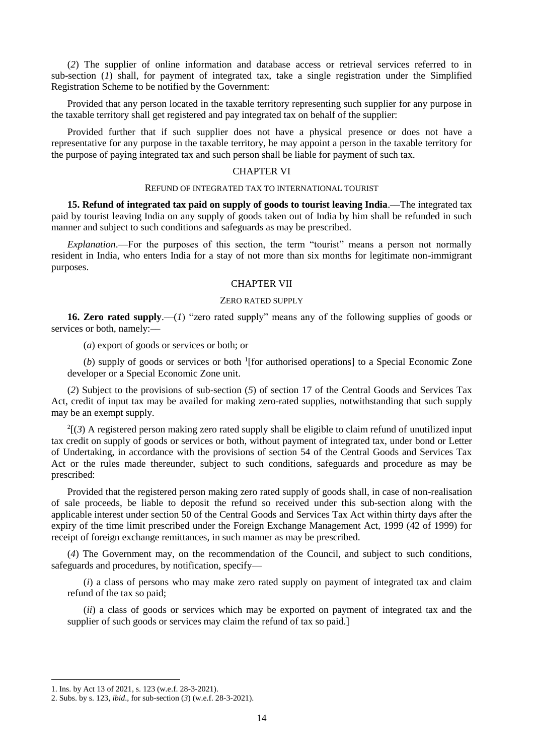(*2*) The supplier of online information and database access or retrieval services referred to in sub-section (*1*) shall, for payment of integrated tax, take a single registration under the Simplified Registration Scheme to be notified by the Government:

Provided that any person located in the taxable territory representing such supplier for any purpose in the taxable territory shall get registered and pay integrated tax on behalf of the supplier:

Provided further that if such supplier does not have a physical presence or does not have a representative for any purpose in the taxable territory, he may appoint a person in the taxable territory for the purpose of paying integrated tax and such person shall be liable for payment of such tax.

## CHAPTER VI

### REFUND OF INTEGRATED TAX TO INTERNATIONAL TOURIST

**15. Refund of integrated tax paid on supply of goods to tourist leaving India**.—The integrated tax paid by tourist leaving India on any supply of goods taken out of India by him shall be refunded in such manner and subject to such conditions and safeguards as may be prescribed.

*Explanation*.—For the purposes of this section, the term "tourist" means a person not normally resident in India, who enters India for a stay of not more than six months for legitimate non-immigrant purposes.

## CHAPTER VII

### ZERO RATED SUPPLY

**16. Zero rated supply**.—(*1*) "zero rated supply" means any of the following supplies of goods or services or both, namely:—

(*a*) export of goods or services or both; or

(*b*) supply of goods or services or both [1][for authorised operations] to a Special Economic Zone developer or a Special Economic Zone unit.

(*2*) Subject to the provisions of sub-section (*5*) of section 17 of the Central Goods and Services Tax Act, credit of input tax may be availed for making zero-rated supplies, notwithstanding that such supply may be an exempt supply.

[2][(*3*) A registered person making zero rated supply shall be eligible to claim refund of unutilized input tax credit on supply of goods or services or both, without payment of integrated tax, under bond or Letter of Undertaking, in accordance with the provisions of section 54 of the Central Goods and Services Tax Act or the rules made thereunder, subject to such conditions, safeguards and procedure as may be prescribed:

Provided that the registered person making zero rated supply of goods shall, in case of non-realisation of sale proceeds, be liable to deposit the refund so received under this sub-section along with the applicable interest under section 50 of the Central Goods and Services Tax Act within thirty days after the expiry of the time limit prescribed under the Foreign Exchange Management Act, 1999 (42 of 1999) for receipt of foreign exchange remittances, in such manner as may be prescribed.

(*4*) The Government may, on the recommendation of the Council, and subject to such conditions, safeguards and procedures, by notification, specify—

(*i*) a class of persons who may make zero rated supply on payment of integrated tax and claim refund of the tax so paid;

(*ii*) a class of goods or services which may be exported on payment of integrated tax and the supplier of such goods or services may claim the refund of tax so paid.]

---

1. Ins. by Act 13 of 2021, s. 123 (w.e.f. 28-3-2021).
2. Subs. by s. 123, *ibid*., for sub-section (*3*) (w.e.f. 28-3-2021).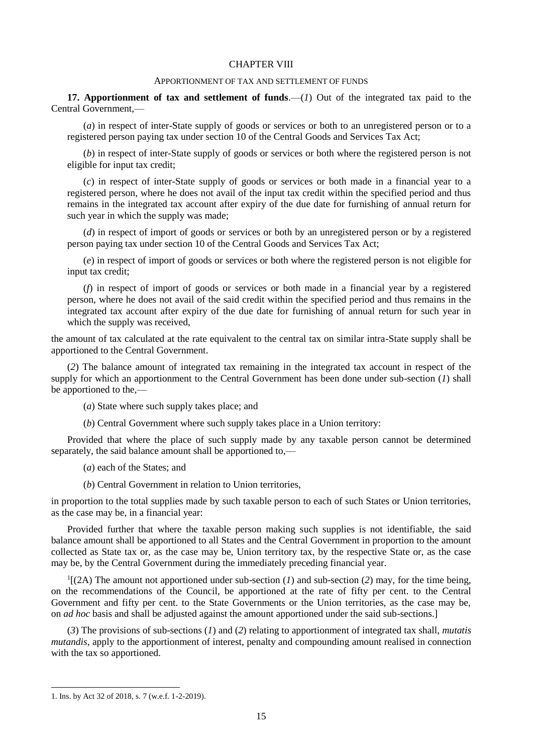## CHAPTER VIII

### APPORTIONMENT OF TAX AND SETTLEMENT OF FUNDS

**17. Apportionment of tax and settlement of funds**.—(*1*) Out of the integrated tax paid to the Central Government,—

(*a*) in respect of inter-State supply of goods or services or both to an unregistered person or to a registered person paying tax under section 10 of the Central Goods and Services Tax Act;

(*b*) in respect of inter-State supply of goods or services or both where the registered person is not eligible for input tax credit;

(*c*) in respect of inter-State supply of goods or services or both made in a financial year to a registered person, where he does not avail of the input tax credit within the specified period and thus remains in the integrated tax account after expiry of the due date for furnishing of annual return for such year in which the supply was made;

(*d*) in respect of import of goods or services or both by an unregistered person or by a registered person paying tax under section 10 of the Central Goods and Services Tax Act;

(*e*) in respect of import of goods or services or both where the registered person is not eligible for input tax credit;

(*f*) in respect of import of goods or services or both made in a financial year by a registered person, where he does not avail of the said credit within the specified period and thus remains in the integrated tax account after expiry of the due date for furnishing of annual return for such year in which the supply was received,

the amount of tax calculated at the rate equivalent to the central tax on similar intra-State supply shall be apportioned to the Central Government.

(*2*) The balance amount of integrated tax remaining in the integrated tax account in respect of the supply for which an apportionment to the Central Government has been done under sub-section (*1*) shall be apportioned to the,—

(*a*) State where such supply takes place; and

(*b*) Central Government where such supply takes place in a Union territory:

Provided that where the place of such supply made by any taxable person cannot be determined separately, the said balance amount shall be apportioned to,—

(*a*) each of the States; and

(*b*) Central Government in relation to Union territories,

in proportion to the total supplies made by such taxable person to each of such States or Union territories, as the case may be, in a financial year:

Provided further that where the taxable person making such supplies is not identifiable, the said balance amount shall be apportioned to all States and the Central Government in proportion to the amount collected as State tax or, as the case may be, Union territory tax, by the respective State or, as the case may be, by the Central Government during the immediately preceding financial year.

[1][(2A) The amount not apportioned under sub-section (*1*) and sub-section (*2*) may, for the time being, on the recommendations of the Council, be apportioned at the rate of fifty per cent. to the Central Government and fifty per cent. to the State Governments or the Union territories, as the case may be, on *ad hoc* basis and shall be adjusted against the amount apportioned under the said sub-sections.]

(*3*) The provisions of sub-sections (*1*) and (*2*) relating to apportionment of integrated tax shall, *mutatis mutandis*, apply to the apportionment of interest, penalty and compounding amount realised in connection with the tax so apportioned.

---

1. Ins. by Act 32 of 2018, s. 7 (w.e.f. 1-2-2019).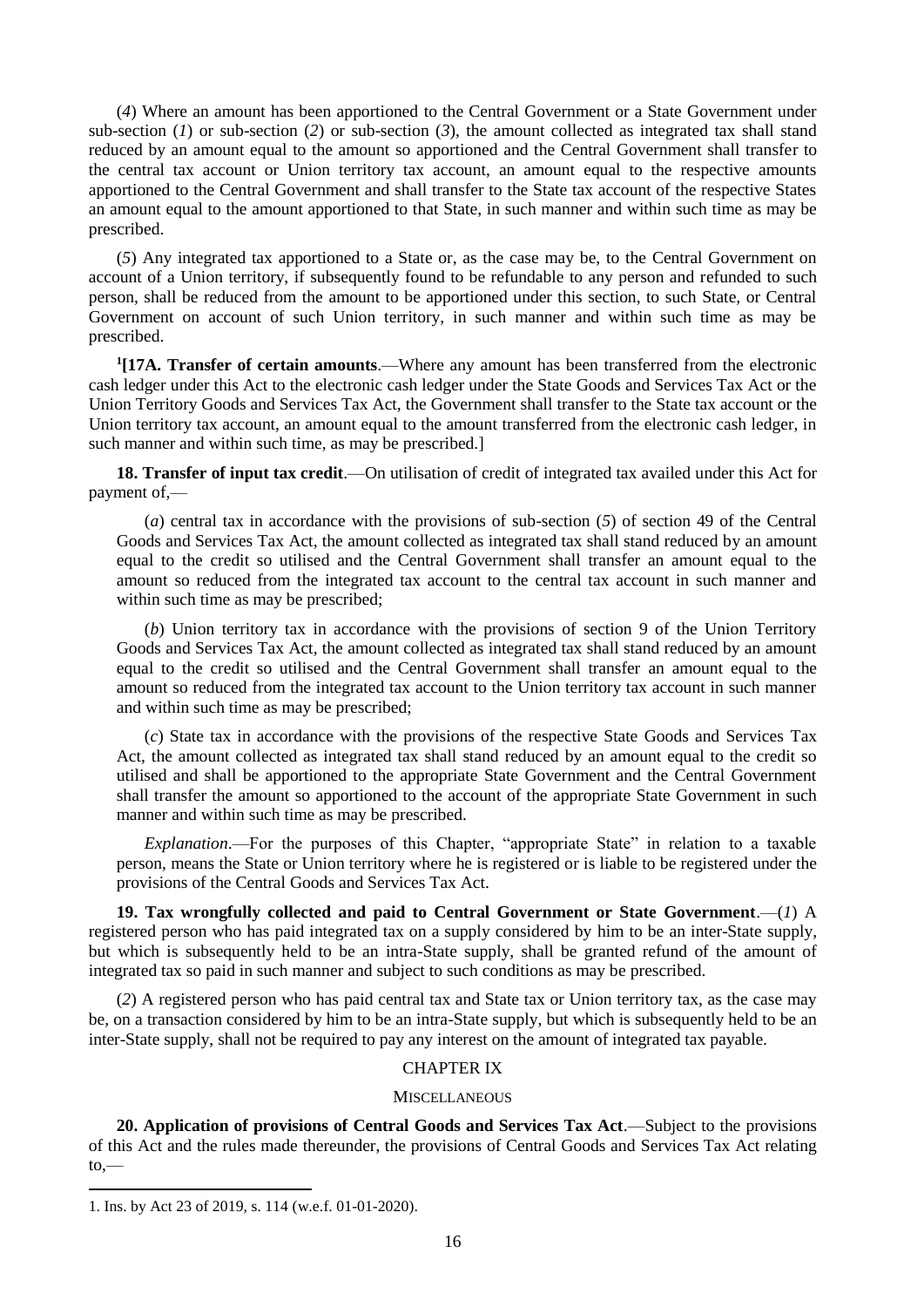(*4*) Where an amount has been apportioned to the Central Government or a State Government under sub-section (*1*) or sub-section (*2*) or sub-section (*3*), the amount collected as integrated tax shall stand reduced by an amount equal to the amount so apportioned and the Central Government shall transfer to the central tax account or Union territory tax account, an amount equal to the respective amounts apportioned to the Central Government and shall transfer to the State tax account of the respective States an amount equal to the amount apportioned to that State, in such manner and within such time as may be prescribed.

(*5*) Any integrated tax apportioned to a State or, as the case may be, to the Central Government on account of a Union territory, if subsequently found to be refundable to any person and refunded to such person, shall be reduced from the amount to be apportioned under this section, to such State, or Central Government on account of such Union territory, in such manner and within such time as may be prescribed.

[1][**17A. Transfer of certain amounts**.—Where any amount has been transferred from the electronic cash ledger under this Act to the electronic cash ledger under the State Goods and Services Tax Act or the Union Territory Goods and Services Tax Act, the Government shall transfer to the State tax account or the Union territory tax account, an amount equal to the amount transferred from the electronic cash ledger, in such manner and within such time, as may be prescribed.]

**18. Transfer of input tax credit**.—On utilisation of credit of integrated tax availed under this Act for payment of,—

(*a*) central tax in accordance with the provisions of sub-section (*5*) of section 49 of the Central Goods and Services Tax Act, the amount collected as integrated tax shall stand reduced by an amount equal to the credit so utilised and the Central Government shall transfer an amount equal to the amount so reduced from the integrated tax account to the central tax account in such manner and within such time as may be prescribed;

(*b*) Union territory tax in accordance with the provisions of section 9 of the Union Territory Goods and Services Tax Act, the amount collected as integrated tax shall stand reduced by an amount equal to the credit so utilised and the Central Government shall transfer an amount equal to the amount so reduced from the integrated tax account to the Union territory tax account in such manner and within such time as may be prescribed;

(*c*) State tax in accordance with the provisions of the respective State Goods and Services Tax Act, the amount collected as integrated tax shall stand reduced by an amount equal to the credit so utilised and shall be apportioned to the appropriate State Government and the Central Government shall transfer the amount so apportioned to the account of the appropriate State Government in such manner and within such time as may be prescribed.

*Explanation*.—For the purposes of this Chapter, "appropriate State" in relation to a taxable person, means the State or Union territory where he is registered or is liable to be registered under the provisions of the Central Goods and Services Tax Act.

**19. Tax wrongfully collected and paid to Central Government or State Government**.—(*1*) A registered person who has paid integrated tax on a supply considered by him to be an inter-State supply, but which is subsequently held to be an intra-State supply, shall be granted refund of the amount of integrated tax so paid in such manner and subject to such conditions as may be prescribed.

(*2*) A registered person who has paid central tax and State tax or Union territory tax, as the case may be, on a transaction considered by him to be an intra-State supply, but which is subsequently held to be an inter-State supply, shall not be required to pay any interest on the amount of integrated tax payable.

## CHAPTER IX

### MISCELLANEOUS

**20. Application of provisions of Central Goods and Services Tax Act**.—Subject to the provisions of this Act and the rules made thereunder, the provisions of Central Goods and Services Tax Act relating to,—

1. Ins. by Act 23 of 2019, s. 114 (w.e.f. 01-01-2020).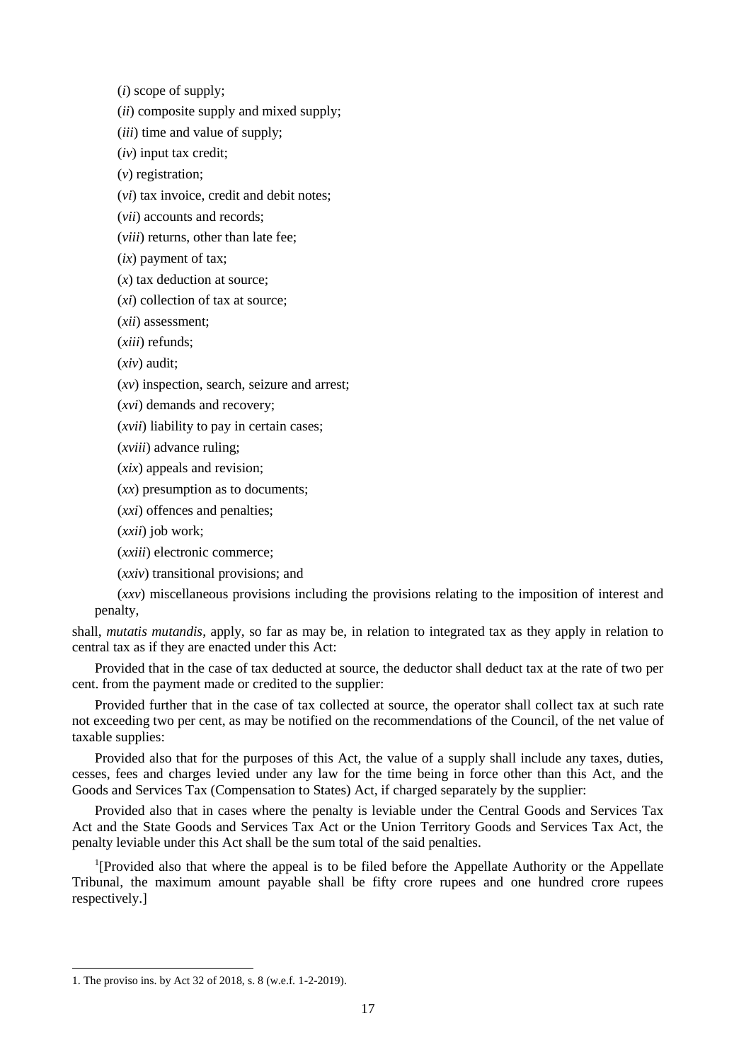(*i*) scope of supply;

(*ii*) composite supply and mixed supply;

(*iii*) time and value of supply;

(*iv*) input tax credit;

(*v*) registration;

(*vi*) tax invoice, credit and debit notes;

(*vii*) accounts and records;

(*viii*) returns, other than late fee;

(*ix*) payment of tax;

(*x*) tax deduction at source;

(*xi*) collection of tax at source;

(*xii*) assessment;

(*xiii*) refunds;

(*xiv*) audit;

(*xv*) inspection, search, seizure and arrest;

(*xvi*) demands and recovery;

(*xvii*) liability to pay in certain cases;

(*xviii*) advance ruling;

(*xix*) appeals and revision;

(*xx*) presumption as to documents;

(*xxi*) offences and penalties;

(*xxii*) job work;

(*xxiii*) electronic commerce;

(*xxiv*) transitional provisions; and

(*xxv*) miscellaneous provisions including the provisions relating to the imposition of interest and penalty,

shall, *mutatis mutandis*, apply, so far as may be, in relation to integrated tax as they apply in relation to central tax as if they are enacted under this Act:

Provided that in the case of tax deducted at source, the deductor shall deduct tax at the rate of two per cent. from the payment made or credited to the supplier:

Provided further that in the case of tax collected at source, the operator shall collect tax at such rate not exceeding two per cent, as may be notified on the recommendations of the Council, of the net value of taxable supplies:

Provided also that for the purposes of this Act, the value of a supply shall include any taxes, duties, cesses, fees and charges levied under any law for the time being in force other than this Act, and the Goods and Services Tax (Compensation to States) Act, if charged separately by the supplier:

Provided also that in cases where the penalty is leviable under the Central Goods and Services Tax Act and the State Goods and Services Tax Act or the Union Territory Goods and Services Tax Act, the penalty leviable under this Act shall be the sum total of the said penalties.

[1][Provided also that where the appeal is to be filed before the Appellate Authority or the Appellate Tribunal, the maximum amount payable shall be fifty crore rupees and one hundred crore rupees respectively.]

---

1. The proviso ins. by Act 32 of 2018, s. 8 (w.e.f. 1-2-2019).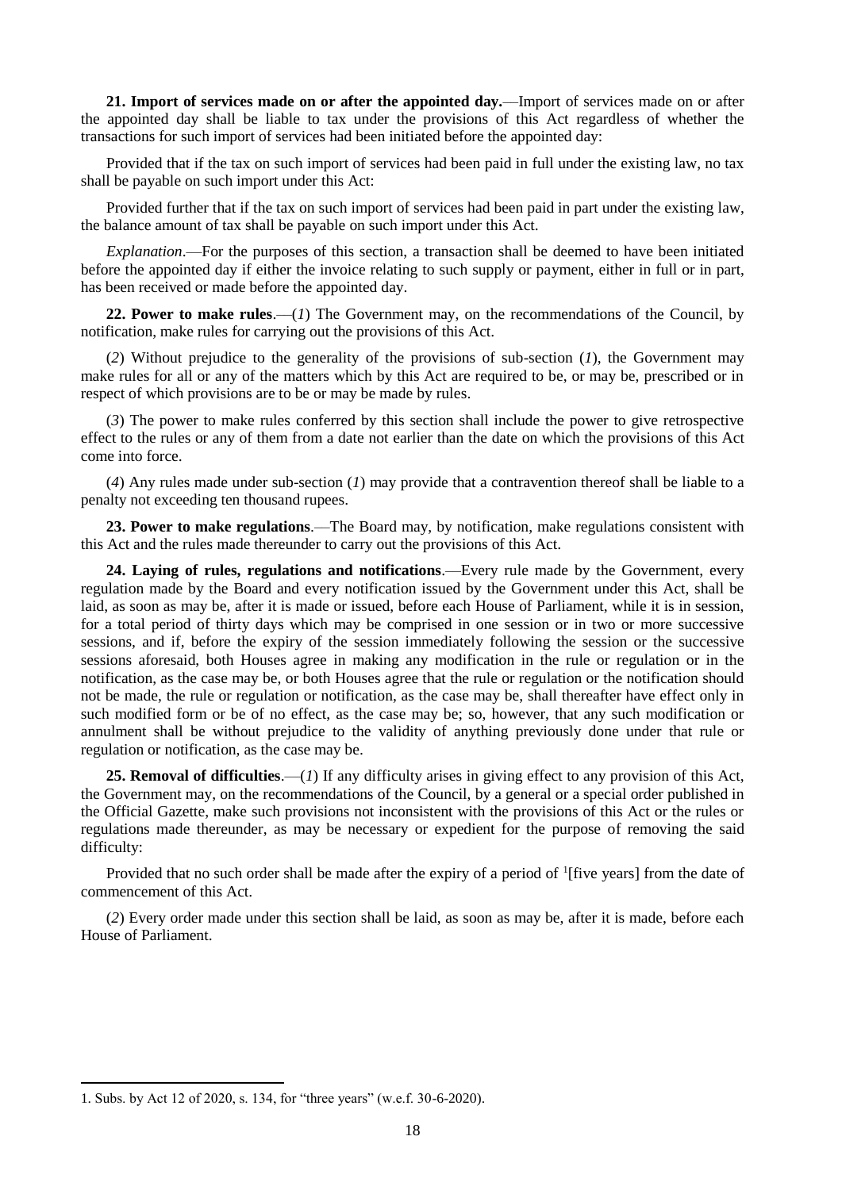**21. Import of services made on or after the appointed day.**—Import of services made on or after the appointed day shall be liable to tax under the provisions of this Act regardless of whether the transactions for such import of services had been initiated before the appointed day:

Provided that if the tax on such import of services had been paid in full under the existing law, no tax shall be payable on such import under this Act:

Provided further that if the tax on such import of services had been paid in part under the existing law, the balance amount of tax shall be payable on such import under this Act.

*Explanation*.—For the purposes of this section, a transaction shall be deemed to have been initiated before the appointed day if either the invoice relating to such supply or payment, either in full or in part, has been received or made before the appointed day.

**22. Power to make rules**.—(*1*) The Government may, on the recommendations of the Council, by notification, make rules for carrying out the provisions of this Act.

(*2*) Without prejudice to the generality of the provisions of sub-section (*1*), the Government may make rules for all or any of the matters which by this Act are required to be, or may be, prescribed or in respect of which provisions are to be or may be made by rules.

(*3*) The power to make rules conferred by this section shall include the power to give retrospective effect to the rules or any of them from a date not earlier than the date on which the provisions of this Act come into force.

(*4*) Any rules made under sub-section (*1*) may provide that a contravention thereof shall be liable to a penalty not exceeding ten thousand rupees.

**23. Power to make regulations**.—The Board may, by notification, make regulations consistent with this Act and the rules made thereunder to carry out the provisions of this Act.

**24. Laying of rules, regulations and notifications**.—Every rule made by the Government, every regulation made by the Board and every notification issued by the Government under this Act, shall be laid, as soon as may be, after it is made or issued, before each House of Parliament, while it is in session, for a total period of thirty days which may be comprised in one session or in two or more successive sessions, and if, before the expiry of the session immediately following the session or the successive sessions aforesaid, both Houses agree in making any modification in the rule or regulation or in the notification, as the case may be, or both Houses agree that the rule or regulation or the notification should not be made, the rule or regulation or notification, as the case may be, shall thereafter have effect only in such modified form or be of no effect, as the case may be; so, however, that any such modification or annulment shall be without prejudice to the validity of anything previously done under that rule or regulation or notification, as the case may be.

**25. Removal of difficulties**.—(*1*) If any difficulty arises in giving effect to any provision of this Act, the Government may, on the recommendations of the Council, by a general or a special order published in the Official Gazette, make such provisions not inconsistent with the provisions of this Act or the rules or regulations made thereunder, as may be necessary or expedient for the purpose of removing the said difficulty:

Provided that no such order shall be made after the expiry of a period of [1][five years] from the date of commencement of this Act.

(*2*) Every order made under this section shall be laid, as soon as may be, after it is made, before each House of Parliament.

---

1. Subs. by Act 12 of 2020, s. 134, for "three years" (w.e.f. 30-6-2020).